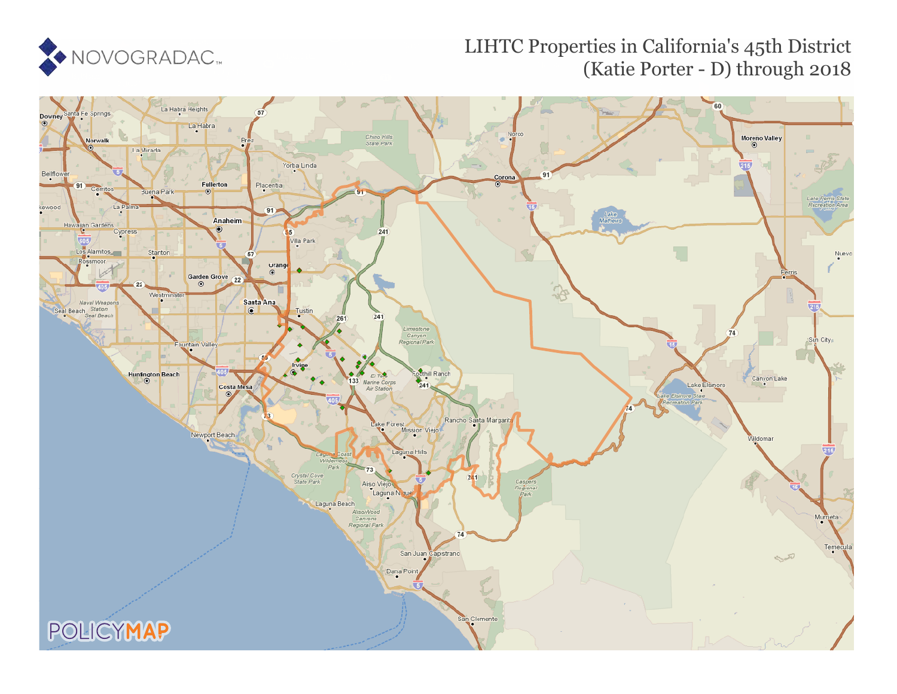# LIHTC Properties in California's 45th District (Katie Porter - D) through 2018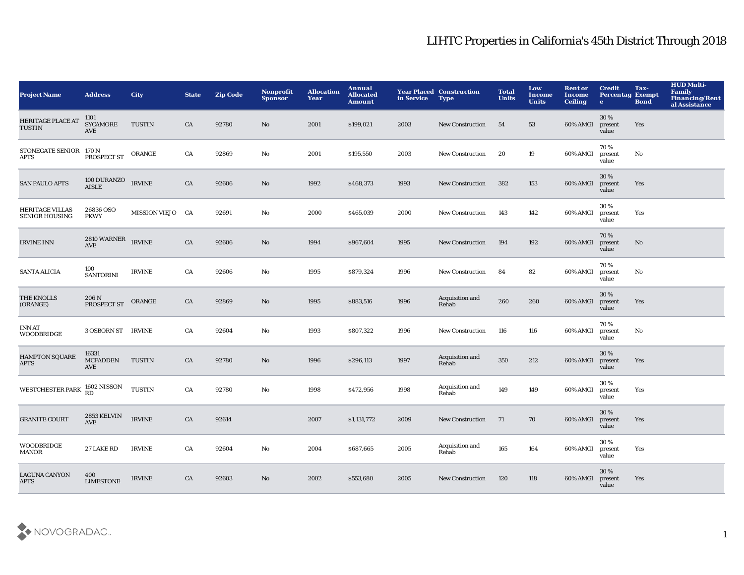# LIHTC Properties in California's 45th District Through 2018

| Project Name | Address | City | State | Zip Code | Nonprofit Sponsor | Allocation Year | Annual Allocated Amount | Year Placed in Service | Construction Type | Total Units | Low Income Units | Rent or Income Ceiling | Credit Percentage | Tax-Exempt Bond | HUD Multi-Family Financing/Rental Assistance |
|---|---|---|---|---|---|---|---|---|---|---|---|---|---|---|---|
| HERITAGE PLACE AT TUSTIN | 1101 SYCAMORE AVE | TUSTIN | CA | 92780 | No | 2001 | $199,021 | 2003 | New Construction | 54 | 53 | 60% AMGI | 30 % present value | Yes | |
| STONEGATE SENIOR APTS | 170 N PROSPECT ST | ORANGE | CA | 92869 | No | 2001 | $195,550 | 2003 | New Construction | 20 | 19 | 60% AMGI | 70 % present value | No | |
| SAN PAULO APTS | 100 DURANZO AISLE | IRVINE | CA | 92606 | No | 1992 | $468,373 | 1993 | New Construction | 382 | 153 | 60% AMGI | 30 % present value | Yes | |
| HERITAGE VILLAS SENIOR HOUSING | 26836 OSO PKWY | MISSION VIEJO | CA | 92691 | No | 2000 | $465,039 | 2000 | New Construction | 143 | 142 | 60% AMGI | 30 % present value | Yes | |
| IRVINE INN | 2810 WARNER AVE | IRVINE | CA | 92606 | No | 1994 | $967,604 | 1995 | New Construction | 194 | 192 | 60% AMGI | 70 % present value | No | |
| SANTA ALICIA | 100 SANTORINI | IRVINE | CA | 92606 | No | 1995 | $879,324 | 1996 | New Construction | 84 | 82 | 60% AMGI | 70 % present value | No | |
| THE KNOLLS (ORANGE) | 206 N PROSPECT ST | ORANGE | CA | 92869 | No | 1995 | $883,516 | 1996 | Acquisition and Rehab | 260 | 260 | 60% AMGI | 30 % present value | Yes | |
| INN AT WOODBRIDGE | 3 OSBORN ST | IRVINE | CA | 92604 | No | 1993 | $807,322 | 1996 | New Construction | 116 | 116 | 60% AMGI | 70 % present value | No | |
| HAMPTON SQUARE APTS | 16331 MCFADDEN AVE | TUSTIN | CA | 92780 | No | 1996 | $296,113 | 1997 | Acquisition and Rehab | 350 | 212 | 60% AMGI | 30 % present value | Yes | |
| WESTCHESTER PARK | 1602 NISSON RD | TUSTIN | CA | 92780 | No | 1998 | $472,956 | 1998 | Acquisition and Rehab | 149 | 149 | 60% AMGI | 30 % present value | Yes | |
| GRANITE COURT | 2853 KELVIN AVE | IRVINE | CA | 92614 | | 2007 | $1,131,772 | 2009 | New Construction | 71 | 70 | 60% AMGI | 30 % present value | Yes | |
| WOODBRIDGE MANOR | 27 LAKE RD | IRVINE | CA | 92604 | No | 2004 | $687,665 | 2005 | Acquisition and Rehab | 165 | 164 | 60% AMGI | 30 % present value | Yes | |
| LAGUNA CANYON APTS | 400 LIMESTONE | IRVINE | CA | 92603 | No | 2002 | $553,680 | 2005 | New Construction | 120 | 118 | 60% AMGI | 30 % present value | Yes | |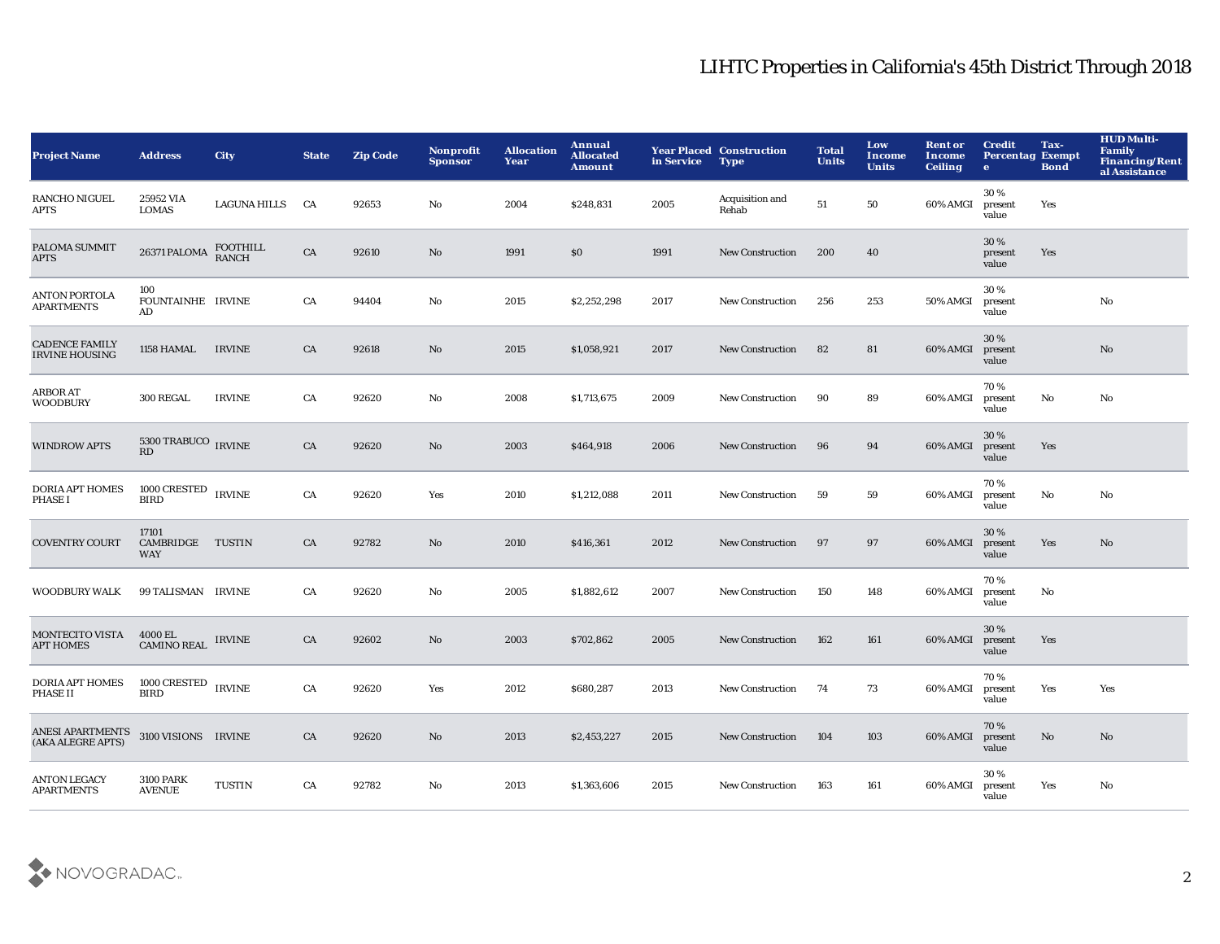# LIHTC Properties in California's 45th District Through 2018

| Project Name | Address | City | State | Zip Code | Nonprofit Sponsor | Allocation Year | Annual Allocated Amount | Year Placed in Service | Construction Type | Total Units | Low Income Units | Rent or Income Ceiling | Credit Percentage | Tax-Exempt Bond | HUD Multi-Family Financing/Rental Assistance |
|---|---|---|---|---|---|---|---|---|---|---|---|---|---|---|---|
| RANCHO NIGUEL APTS | 25952 VIA LOMAS | LAGUNA HILLS | CA | 92653 | No | 2004 | $248,831 | 2005 | Acquisition and Rehab | 51 | 50 | 60% AMGI | 30 % present value | Yes | |
| PALOMA SUMMIT APTS | 26371 PALOMA | FOOTHILL RANCH | CA | 92610 | No | 1991 | $0 | 1991 | New Construction | 200 | 40 | | 30 % present value | Yes | |
| ANTON PORTOLA APARTMENTS | 100 FOUNTAINHEAD | IRVINE | CA | 94404 | No | 2015 | $2,252,298 | 2017 | New Construction | 256 | 253 | 50% AMGI | 30 % present value | | No |
| CADENCE FAMILY IRVINE HOUSING | 1158 HAMAL | IRVINE | CA | 92618 | No | 2015 | $1,058,921 | 2017 | New Construction | 82 | 81 | 60% AMGI | 30 % present value | | No |
| ARBOR AT WOODBURY | 300 REGAL | IRVINE | CA | 92620 | No | 2008 | $1,713,675 | 2009 | New Construction | 90 | 89 | 60% AMGI | 70 % present value | No | No |
| WINDROW APTS | 5300 TRABUCO RD | IRVINE | CA | 92620 | No | 2003 | $464,918 | 2006 | New Construction | 96 | 94 | 60% AMGI | 30 % present value | Yes | |
| DORIA APT HOMES PHASE I | 1000 CRESTED BIRD | IRVINE | CA | 92620 | Yes | 2010 | $1,212,088 | 2011 | New Construction | 59 | 59 | 60% AMGI | 70 % present value | No | No |
| COVENTRY COURT | 17101 CAMBRIDGE WAY | TUSTIN | CA | 92782 | No | 2010 | $416,361 | 2012 | New Construction | 97 | 97 | 60% AMGI | 30 % present value | Yes | No |
| WOODBURY WALK | 99 TALISMAN | IRVINE | CA | 92620 | No | 2005 | $1,882,612 | 2007 | New Construction | 150 | 148 | 60% AMGI | 70 % present value | No | |
| MONTECITO VISTA APT HOMES | 4000 EL CAMINO REAL | IRVINE | CA | 92602 | No | 2003 | $702,862 | 2005 | New Construction | 162 | 161 | 60% AMGI | 30 % present value | Yes | |
| DORIA APT HOMES PHASE II | 1000 CRESTED BIRD | IRVINE | CA | 92620 | Yes | 2012 | $680,287 | 2013 | New Construction | 74 | 73 | 60% AMGI | 70 % present value | Yes | Yes |
| ANESI APARTMENTS (AKA ALEGRE APTS) | 3100 VISIONS | IRVINE | CA | 92620 | No | 2013 | $2,453,227 | 2015 | New Construction | 104 | 103 | 60% AMGI | 70 % present value | No | No |
| ANTON LEGACY APARTMENTS | 3100 PARK AVENUE | TUSTIN | CA | 92782 | No | 2013 | $1,363,606 | 2015 | New Construction | 163 | 161 | 60% AMGI | 30 % present value | Yes | No |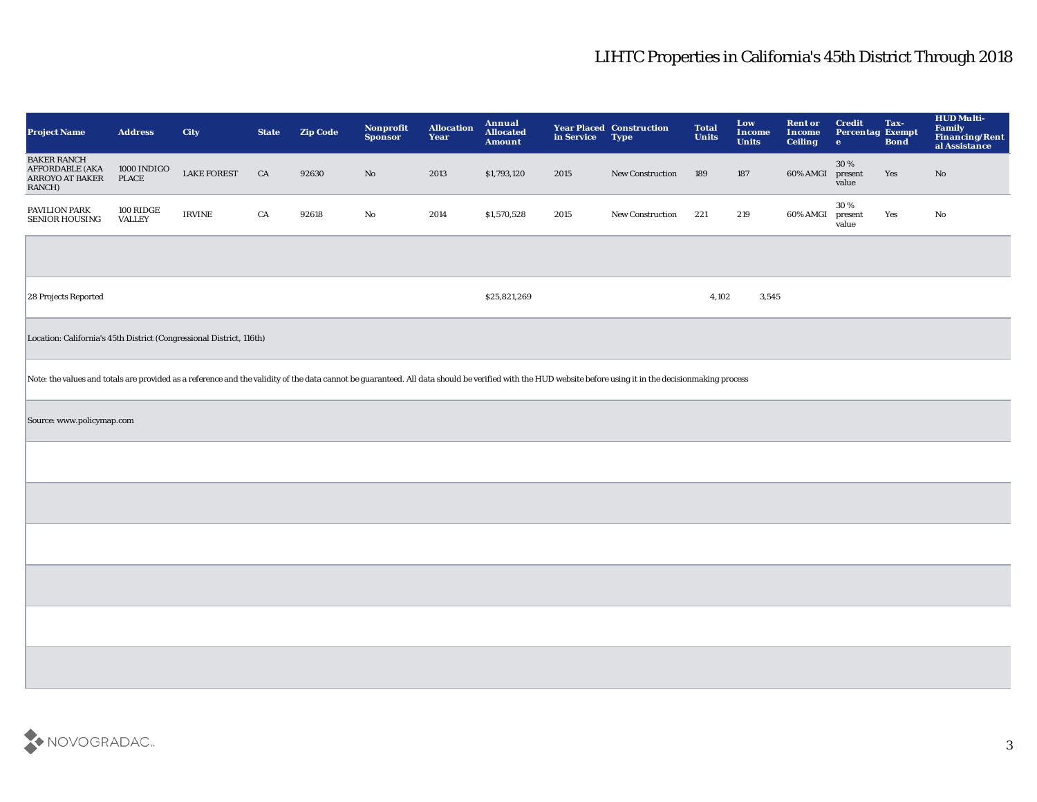# LIHTC Properties in California's 45th District Through 2018

| Project Name | Address | City | State | Zip Code | Nonprofit Sponsor | Allocation Year | Annual Allocated Amount | Year Placed in Service | Construction Type | Total Units | Low Income Units | Rent or Income Ceiling | Credit Percentage | Tax-Exempt Bond | HUD Multi-Family Financing/Rental Assistance |
|---|---|---|---|---|---|---|---|---|---|---|---|---|---|---|---|
| BAKER RANCH AFFORDABLE (AKA ARROYO AT BAKER RANCH) | 1000 INDIGO PLACE | LAKE FOREST | CA | 92630 | No | 2013 | $1,793,120 | 2015 | New Construction | 189 | 187 | 60% AMGI | 30 % present value | Yes | No |
| PAVILION PARK SENIOR HOUSING | 100 RIDGE VALLEY | IRVINE | CA | 92618 | No | 2014 | $1,570,528 | 2015 | New Construction | 221 | 219 | 60% AMGI | 30 % present value | Yes | No |
| | | | | | | | | | | | | | | | |
| 28 Projects Reported | | | | | | | $25,821,269 | | | 4,102 | 3,545 | | | | |

Location: California's 45th District (Congressional District, 116th)

Note: the values and totals are provided as a reference and the validity of the data cannot be guaranteed. All data should be verified with the HUD website before using it in the decisionmaking process

Source: www.policymap.com